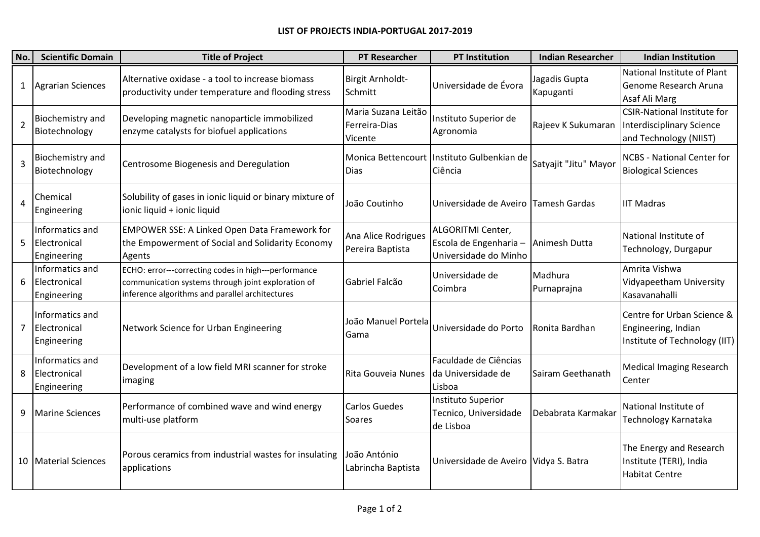**LIST OF PROJECTS INDIA-PORTUGAL 2017-2019**

| No. | Scientific Domain | Title of Project | PT Researcher | PT Institution | Indian Researcher | Indian Institution |
|---|---|---|---|---|---|---|
| 1 | Agrarian Sciences | Alternative oxidase - a tool to increase biomass productivity under temperature and flooding stress | Birgit Arnholdt-Schmitt | Universidade de Évora | Jagadis Gupta Kapuganti | National Institute of Plant Genome Research Aruna Asaf Ali Marg |
| 2 | Biochemistry and Biotechnology | Developing magnetic nanoparticle immobilized enzyme catalysts for biofuel applications | Maria Suzana Leitão Ferreira-Dias Vicente | Instituto Superior de Agronomia | Rajeev K Sukumaran | CSIR-National Institute for Interdisciplinary Science and Technology (NIIST) |
| 3 | Biochemistry and Biotechnology | Centrosome Biogenesis and Deregulation | Monica Bettencourt Dias | Instituto Gulbenkian de Ciência | Satyajit "Jitu" Mayor | NCBS - National Center for Biological Sciences |
| 4 | Chemical Engineering | Solubility of gases in ionic liquid or binary mixture of ionic liquid + ionic liquid | João Coutinho | Universidade de Aveiro | Tamesh Gardas | IIT Madras |
| 5 | Informatics and Electronical Engineering | EMPOWER SSE: A Linked Open Data Framework for the Empowerment of Social and Solidarity Economy Agents | Ana Alice Rodrigues Pereira Baptista | ALGORITMI Center, Escola de Engenharia – Universidade do Minho | Animesh Dutta | National Institute of Technology, Durgapur |
| 6 | Informatics and Electronical Engineering | ECHO: error---correcting codes in high---performance communication systems through joint exploration of inference algorithms and parallel architectures | Gabriel Falcão | Universidade de Coimbra | Madhura Purnaprajna | Amrita Vishwa Vidyapeetham University Kasavanahalli |
| 7 | Informatics and Electronical Engineering | Network Science for Urban Engineering | João Manuel Portela Gama | Universidade do Porto | Ronita Bardhan | Centre for Urban Science & Engineering, Indian Institute of Technology (IIT) |
| 8 | Informatics and Electronical Engineering | Development of a low field MRI scanner for stroke imaging | Rita Gouveia Nunes | Faculdade de Ciências da Universidade de Lisboa | Sairam Geethanath | Medical Imaging Research Center |
| 9 | Marine Sciences | Performance of combined wave and wind energy multi-use platform | Carlos Guedes Soares | Instituto Superior Tecnico, Universidade de Lisboa | Debabrata Karmakar | National Institute of Technology Karnataka |
| 10 | Material Sciences | Porous ceramics from industrial wastes for insulating applications | João António Labrincha Baptista | Universidade de Aveiro | Vidya S. Batra | The Energy and Research Institute (TERI), India Habitat Centre |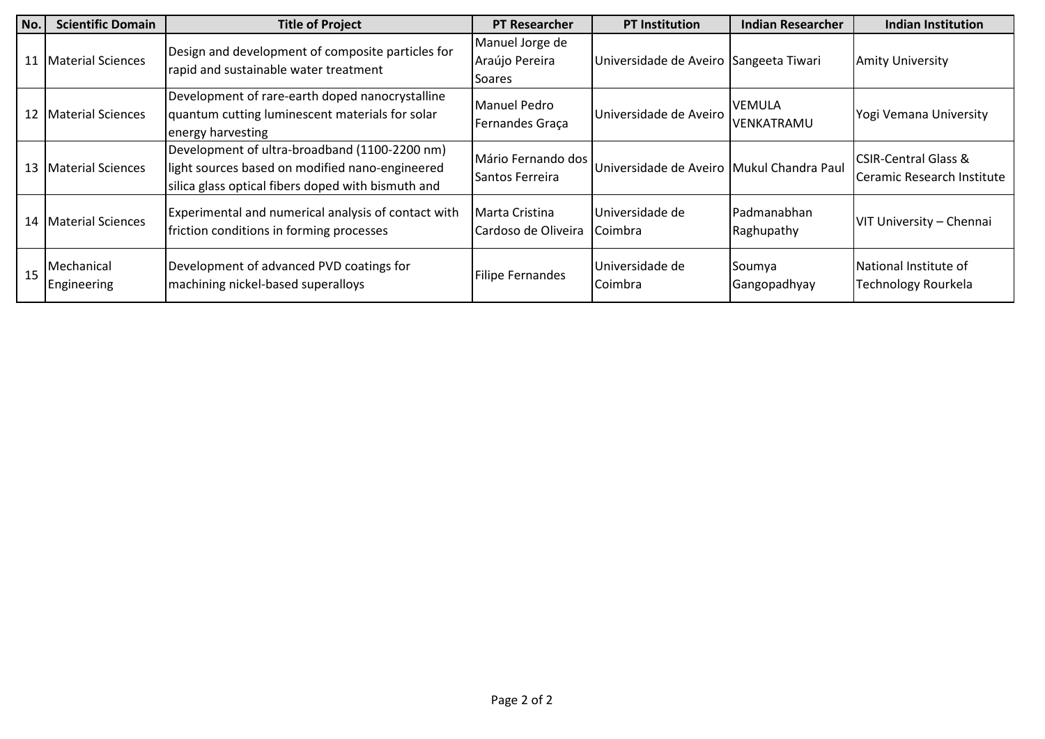| No. | Scientific Domain | Title of Project | PT Researcher | PT Institution | Indian Researcher | Indian Institution |
|---|---|---|---|---|---|---|
| 11 | Material Sciences | Design and development of composite particles for rapid and sustainable water treatment | Manuel Jorge de Araújo Pereira Soares | Universidade de Aveiro | Sangeeta Tiwari | Amity University |
| 12 | Material Sciences | Development of rare-earth doped nanocrystalline quantum cutting luminescent materials for solar energy harvesting | Manuel Pedro Fernandes Graça | Universidade de Aveiro | VEMULA VENKATRAMU | Yogi Vemana University |
| 13 | Material Sciences | Development of ultra-broadband (1100-2200 nm) light sources based on modified nano-engineered silica glass optical fibers doped with bismuth and | Mário Fernando dos Santos Ferreira | Universidade de Aveiro | Mukul Chandra Paul | CSIR-Central Glass & Ceramic Research Institute |
| 14 | Material Sciences | Experimental and numerical analysis of contact with friction conditions in forming processes | Marta Cristina Cardoso de Oliveira | Universidade de Coimbra | Padmanabhan Raghupathy | VIT University – Chennai |
| 15 | Mechanical Engineering | Development of advanced PVD coatings for machining nickel-based superalloys | Filipe Fernandes | Universidade de Coimbra | Soumya Gangopadhyay | National Institute of Technology Rourkela |